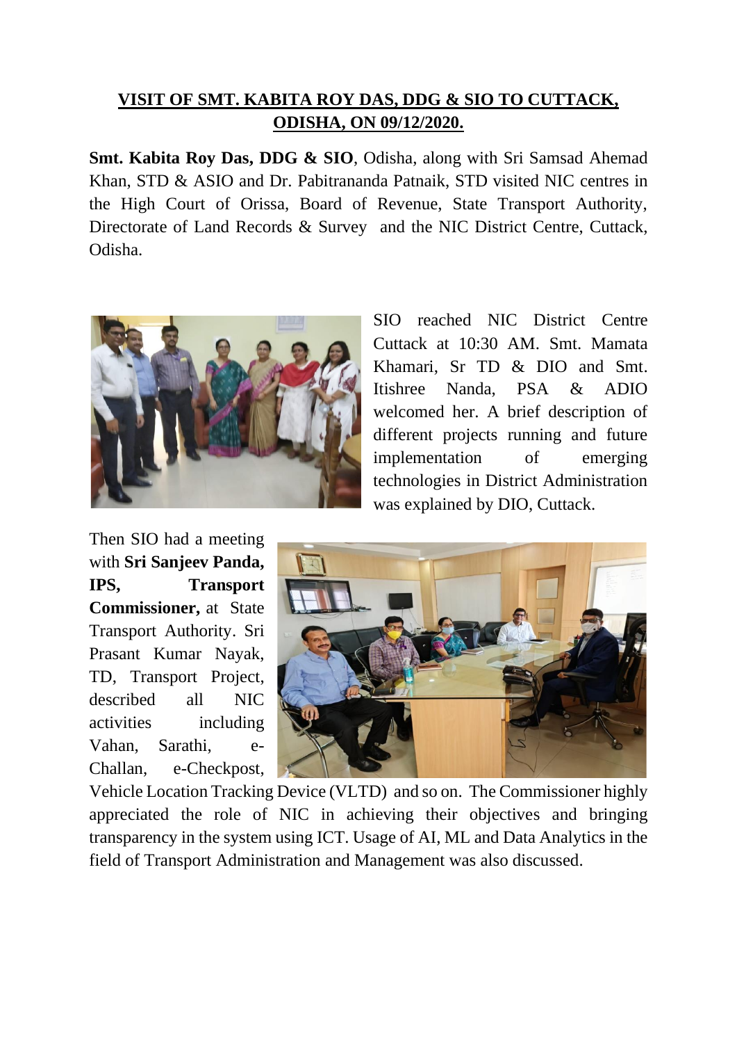## VISIT OF SMT. KABITA ROY DAS, DDG & SIO TO CUTTACK, ODISHA, ON 09/12/2020.

**Smt. Kabita Roy Das, DDG & SIO**, Odisha, along with Sri Samsad Ahemad Khan, STD & ASIO and Dr. Pabitrananda Patnaik, STD visited NIC centres in the High Court of Orissa, Board of Revenue, State Transport Authority, Directorate of Land Records & Survey and the NIC District Centre, Cuttack, Odisha.

SIO reached NIC District Centre Cuttack at 10:30 AM. Smt. Mamata Khamari, Sr TD & DIO and Smt. Itishree Nanda, PSA & ADIO welcomed her. A brief description of different projects running and future implementation of emerging technologies in District Administration was explained by DIO, Cuttack.

Then SIO had a meeting with **Sri Sanjeev Panda, IPS, Transport Commissioner,** at State Transport Authority. Sri Prasant Kumar Nayak, TD, Transport Project, described all NIC activities including Vahan, Sarathi, e-Challan, e-Checkpost, Vehicle Location Tracking Device (VLTD) and so on. The Commissioner highly appreciated the role of NIC in achieving their objectives and bringing transparency in the system using ICT. Usage of AI, ML and Data Analytics in the field of Transport Administration and Management was also discussed.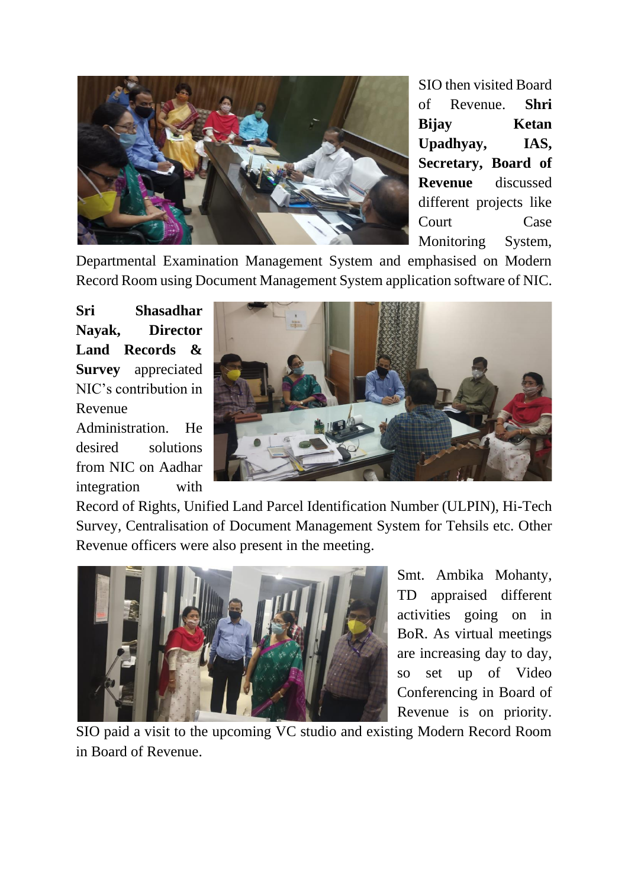SIO then visited Board of Revenue. **Shri Bijay Ketan Upadhyay, IAS, Secretary, Board of Revenue** discussed different projects like Court Case Monitoring System, Departmental Examination Management System and emphasised on Modern Record Room using Document Management System application software of NIC.

**Sri Shasadhar Nayak, Director Land Records & Survey** appreciated NIC's contribution in Revenue Administration. He desired solutions from NIC on Aadhar integration with Record of Rights, Unified Land Parcel Identification Number (ULPIN), Hi-Tech Survey, Centralisation of Document Management System for Tehsils etc. Other Revenue officers were also present in the meeting.

Smt. Ambika Mohanty, TD appraised different activities going on in BoR. As virtual meetings are increasing day to day, so set up of Video Conferencing in Board of Revenue is on priority. SIO paid a visit to the upcoming VC studio and existing Modern Record Room in Board of Revenue.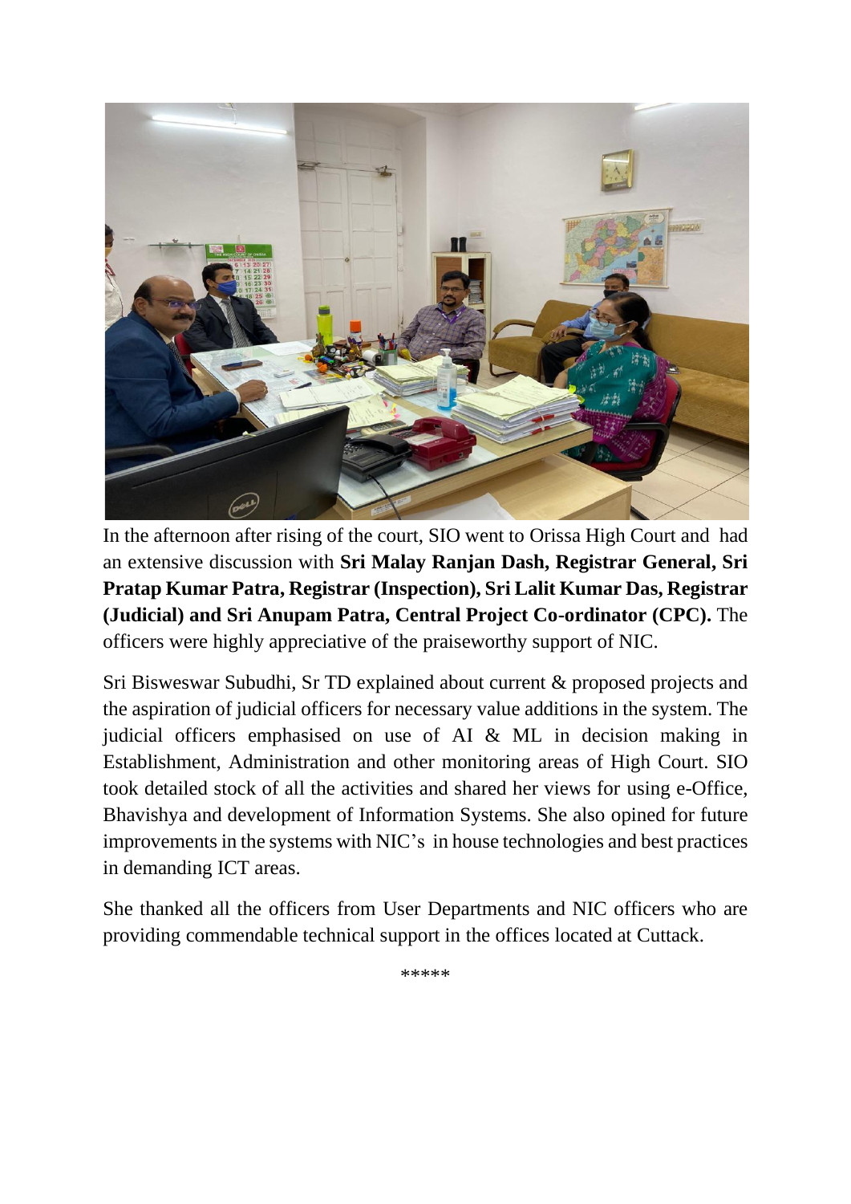In the afternoon after rising of the court, SIO went to Orissa High Court and had an extensive discussion with **Sri Malay Ranjan Dash, Registrar General, Sri Pratap Kumar Patra, Registrar (Inspection), Sri Lalit Kumar Das, Registrar (Judicial) and Sri Anupam Patra, Central Project Co-ordinator (CPC).** The officers were highly appreciative of the praiseworthy support of NIC.

Sri Bisweswar Subudhi, Sr TD explained about current & proposed projects and the aspiration of judicial officers for necessary value additions in the system. The judicial officers emphasised on use of AI & ML in decision making in Establishment, Administration and other monitoring areas of High Court. SIO took detailed stock of all the activities and shared her views for using e-Office, Bhavishya and development of Information Systems. She also opined for future improvements in the systems with NIC's in house technologies and best practices in demanding ICT areas.

She thanked all the officers from User Departments and NIC officers who are providing commendable technical support in the offices located at Cuttack.

*****